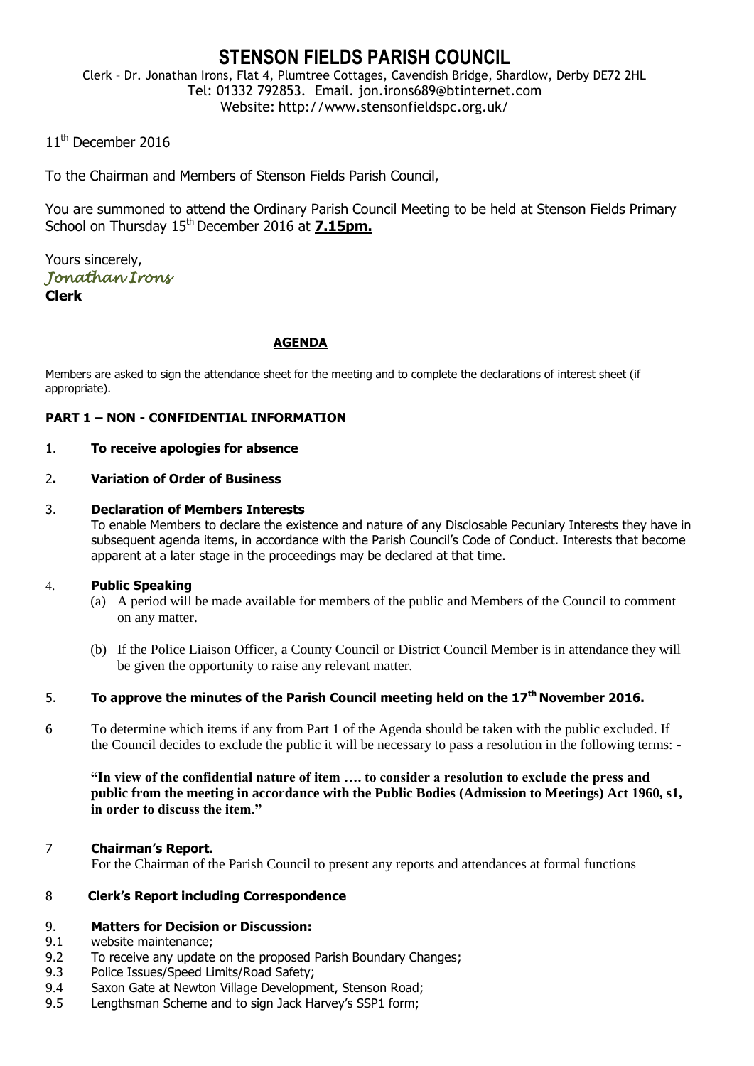# STENSON FIELDS PARISH COUNCIL

Clerk – Dr. Jonathan Irons, Flat 4, Plumtree Cottages, Cavendish Bridge, Shardlow, Derby DE72 2HL
Tel: 01332 792853. Email. jon.irons689@btinternet.com
Website: http://www.stensonfieldspc.org.uk/

11th December 2016

To the Chairman and Members of Stenson Fields Parish Council,

You are summoned to attend the Ordinary Parish Council Meeting to be held at Stenson Fields Primary School on Thursday 15th December 2016 at **7.15pm.**

Yours sincerely,
*Jonathan Irons*
**Clerk**

## AGENDA

Members are asked to sign the attendance sheet for the meeting and to complete the declarations of interest sheet (if appropriate).

### PART 1 – NON - CONFIDENTIAL INFORMATION

1. **To receive apologies for absence**

2. **Variation of Order of Business**

3. **Declaration of Members Interests**
   To enable Members to declare the existence and nature of any Disclosable Pecuniary Interests they have in subsequent agenda items, in accordance with the Parish Council's Code of Conduct. Interests that become apparent at a later stage in the proceedings may be declared at that time.

4. **Public Speaking**
   (a) A period will be made available for members of the public and Members of the Council to comment on any matter.

   (b) If the Police Liaison Officer, a County Council or District Council Member is in attendance they will be given the opportunity to raise any relevant matter.

5. **To approve the minutes of the Parish Council meeting held on the 17th November 2016.**

6. To determine which items if any from Part 1 of the Agenda should be taken with the public excluded. If the Council decides to exclude the public it will be necessary to pass a resolution in the following terms: -

   **"In view of the confidential nature of item …. to consider a resolution to exclude the press and public from the meeting in accordance with the Public Bodies (Admission to Meetings) Act 1960, s1, in order to discuss the item."**

7. **Chairman's Report.**
   For the Chairman of the Parish Council to present any reports and attendances at formal functions

8. **Clerk's Report including Correspondence**

9. **Matters for Decision or Discussion:**

9.1 website maintenance;
9.2 To receive any update on the proposed Parish Boundary Changes;
9.3 Police Issues/Speed Limits/Road Safety;
9.4 Saxon Gate at Newton Village Development, Stenson Road;
9.5 Lengthsman Scheme and to sign Jack Harvey's SSP1 form;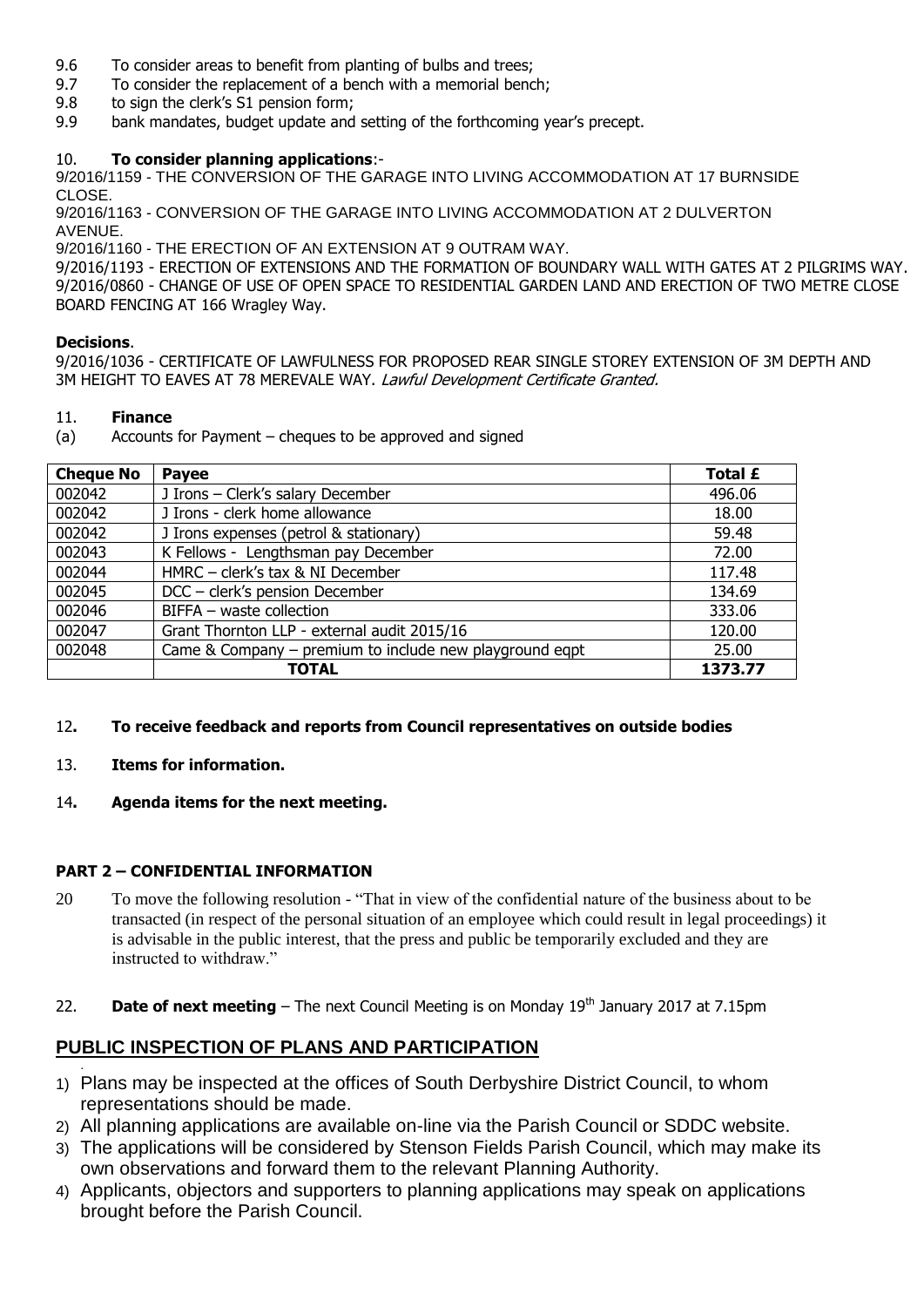9.6 To consider areas to benefit from planting of bulbs and trees;
9.7 To consider the replacement of a bench with a memorial bench;
9.8 to sign the clerk's S1 pension form;
9.9 bank mandates, budget update and setting of the forthcoming year's precept.

10. **To consider planning applications**:-

9/2016/1159 - THE CONVERSION OF THE GARAGE INTO LIVING ACCOMMODATION AT 17 BURNSIDE CLOSE.

9/2016/1163 - CONVERSION OF THE GARAGE INTO LIVING ACCOMMODATION AT 2 DULVERTON AVENUE.

9/2016/1160 - THE ERECTION OF AN EXTENSION AT 9 OUTRAM WAY.

9/2016/1193 - ERECTION OF EXTENSIONS AND THE FORMATION OF BOUNDARY WALL WITH GATES AT 2 PILGRIMS WAY.

9/2016/0860 - CHANGE OF USE OF OPEN SPACE TO RESIDENTIAL GARDEN LAND AND ERECTION OF TWO METRE CLOSE BOARD FENCING AT 166 Wragley Way.

**Decisions**.

9/2016/1036 - CERTIFICATE OF LAWFULNESS FOR PROPOSED REAR SINGLE STOREY EXTENSION OF 3M DEPTH AND 3M HEIGHT TO EAVES AT 78 MEREVALE WAY. *Lawful Development Certificate Granted.*

11. **Finance**

(a) Accounts for Payment – cheques to be approved and signed

| Cheque No | Payee | Total £ |
|---|---|---|
| 002042 | J Irons – Clerk's salary December | 496.06 |
| 002042 | J Irons - clerk home allowance | 18.00 |
| 002042 | J Irons expenses (petrol & stationary) | 59.48 |
| 002043 | K Fellows - Lengthsman pay December | 72.00 |
| 002044 | HMRC – clerk's tax & NI December | 117.48 |
| 002045 | DCC – clerk's pension December | 134.69 |
| 002046 | BIFFA – waste collection | 333.06 |
| 002047 | Grant Thornton LLP - external audit 2015/16 | 120.00 |
| 002048 | Came & Company – premium to include new playground eqpt | 25.00 |
| | **TOTAL** | **1373.77** |

12**. To receive feedback and reports from Council representatives on outside bodies**

13. **Items for information.**

14**. Agenda items for the next meeting.**

**PART 2 – CONFIDENTIAL INFORMATION**

20 To move the following resolution - "That in view of the confidential nature of the business about to be transacted (in respect of the personal situation of an employee which could result in legal proceedings) it is advisable in the public interest, that the press and public be temporarily excluded and they are instructed to withdraw."

22. **Date of next meeting** – The next Council Meeting is on Monday 19th January 2017 at 7.15pm

## PUBLIC INSPECTION OF PLANS AND PARTICIPATION

1) Plans may be inspected at the offices of South Derbyshire District Council, to whom representations should be made.
2) All planning applications are available on-line via the Parish Council or SDDC website.
3) The applications will be considered by Stenson Fields Parish Council, which may make its own observations and forward them to the relevant Planning Authority.
4) Applicants, objectors and supporters to planning applications may speak on applications brought before the Parish Council.